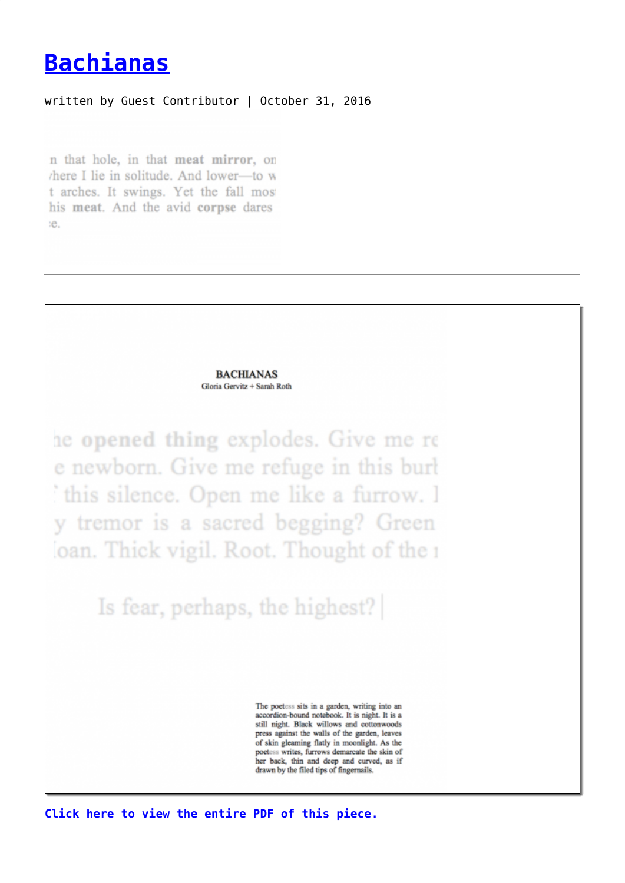# Bachianas

written by Guest Contributor | October 31, 2016

n that hole, in that **meat mirror**, on
/here I lie in solitude. And lower—to w
t arches. It swings. Yet the fall mos
his **meat**. And the avid **corpse** dares
:e.

---

---

**BACHIANAS**
Gloria Gervitz + Sarah Roth

he **opened thing** explodes. Give me re
e newborn. Give me refuge in this burl
' this silence. Open me like a furrow. I
y tremor is a sacred begging? Green
loan. Thick vigil. Root. Thought of the

Is fear, perhaps, the highest?|

The poetess sits in a garden, writing into an accordion-bound notebook. It is night. It is a still night. Black willows and cottonwoods press against the walls of the garden, leaves of skin gleaming flatly in moonlight. As the poetess writes, furrows demarcate the skin of her back, thin and deep and curved, as if drawn by the filed tips of fingernails.

**Click here to view the entire PDF of this piece.**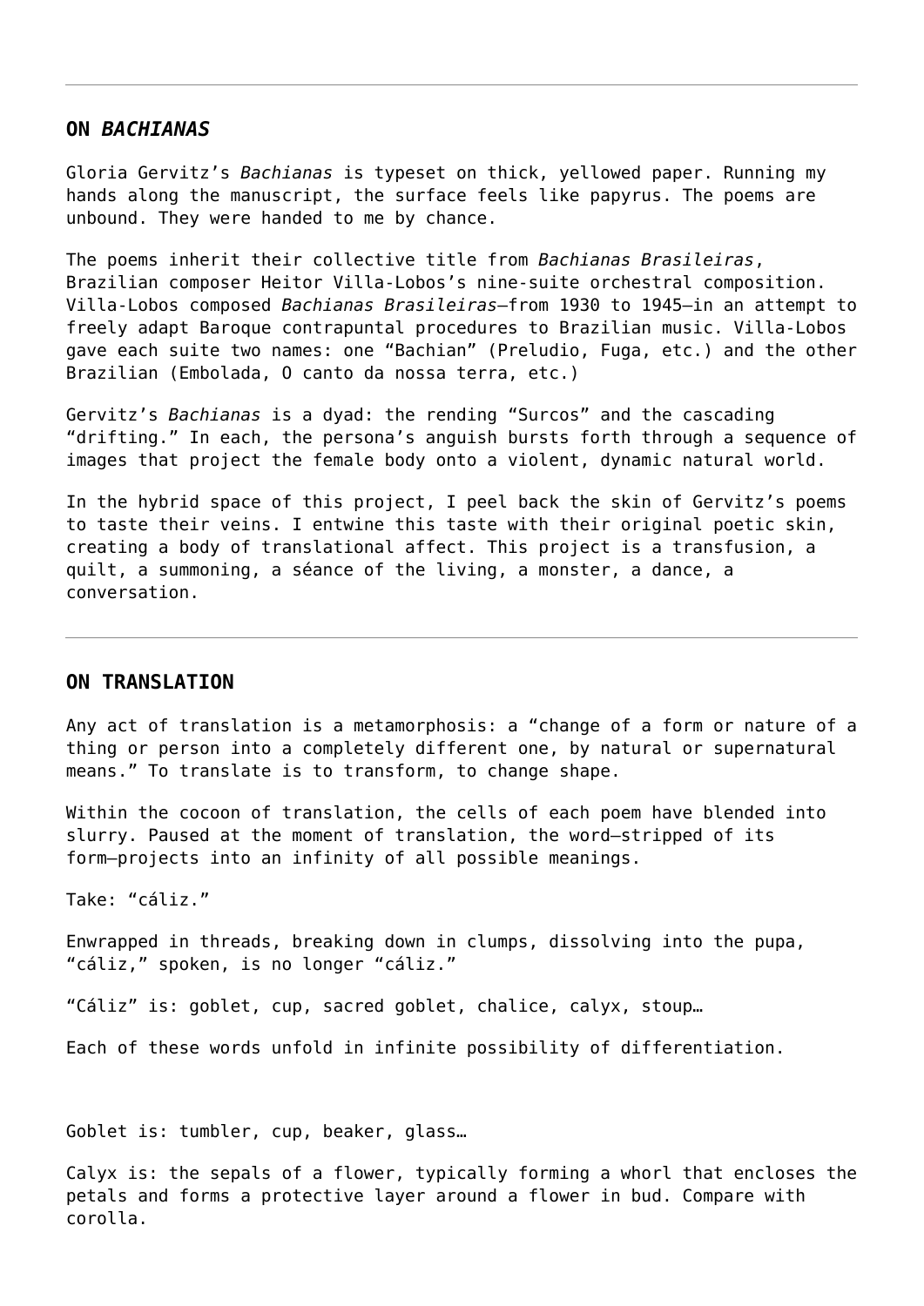---

## ON *BACHIANAS*

Gloria Gervitz's *Bachianas* is typeset on thick, yellowed paper. Running my hands along the manuscript, the surface feels like papyrus. The poems are unbound. They were handed to me by chance.

The poems inherit their collective title from *Bachianas Brasileiras*, Brazilian composer Heitor Villa-Lobos's nine-suite orchestral composition. Villa-Lobos composed *Bachianas Brasileiras*—from 1930 to 1945—in an attempt to freely adapt Baroque contrapuntal procedures to Brazilian music. Villa-Lobos gave each suite two names: one "Bachian" (Preludio, Fuga, etc.) and the other Brazilian (Embolada, O canto da nossa terra, etc.)

Gervitz's *Bachianas* is a dyad: the rending "Surcos" and the cascading "drifting." In each, the persona's anguish bursts forth through a sequence of images that project the female body onto a violent, dynamic natural world.

In the hybrid space of this project, I peel back the skin of Gervitz's poems to taste their veins. I entwine this taste with their original poetic skin, creating a body of translational affect. This project is a transfusion, a quilt, a summoning, a séance of the living, a monster, a dance, a conversation.

---

## ON TRANSLATION

Any act of translation is a metamorphosis: a "change of a form or nature of a thing or person into a completely different one, by natural or supernatural means." To translate is to transform, to change shape.

Within the cocoon of translation, the cells of each poem have blended into slurry. Paused at the moment of translation, the word—stripped of its form—projects into an infinity of all possible meanings.

Take: "cáliz."

Enwrapped in threads, breaking down in clumps, dissolving into the pupa, "cáliz," spoken, is no longer "cáliz."

"Cáliz" is: goblet, cup, sacred goblet, chalice, calyx, stoup…

Each of these words unfold in infinite possibility of differentiation.

Goblet is: tumbler, cup, beaker, glass…

Calyx is: the sepals of a flower, typically forming a whorl that encloses the petals and forms a protective layer around a flower in bud. Compare with corolla.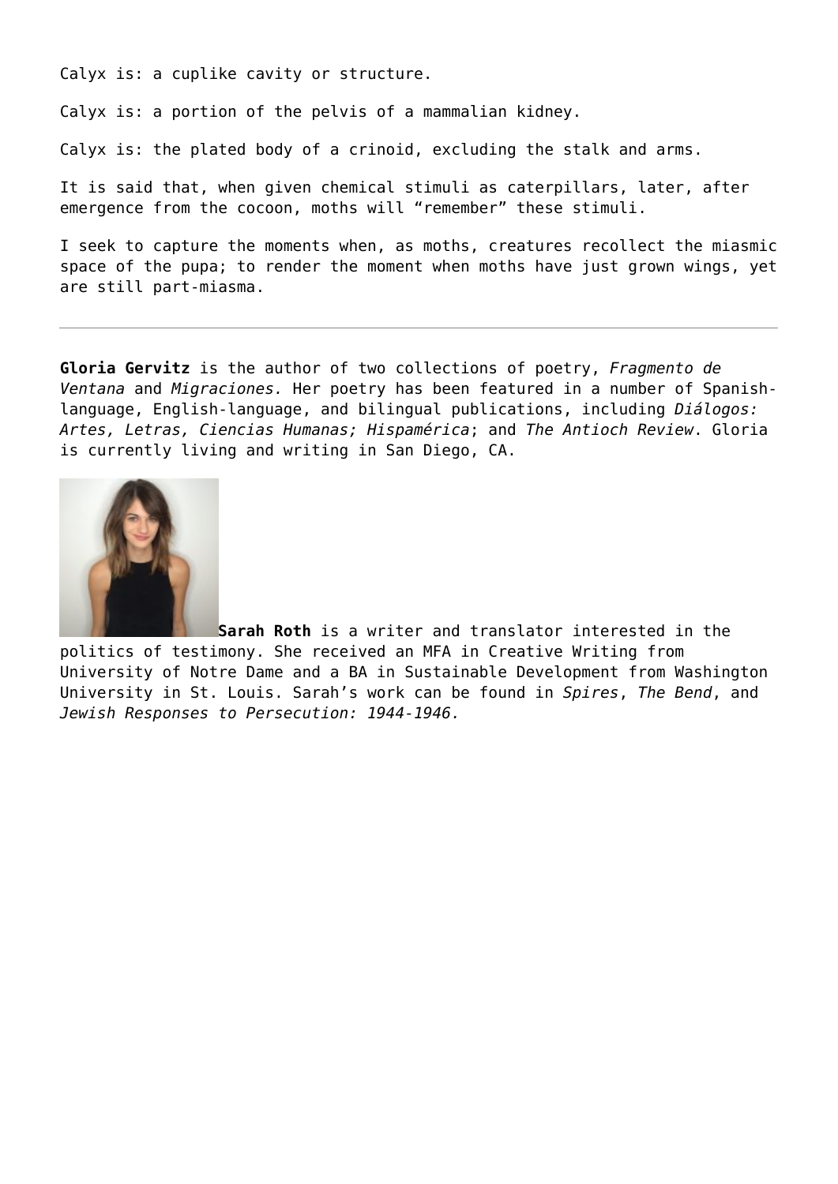Calyx is: a cuplike cavity or structure.

Calyx is: a portion of the pelvis of a mammalian kidney.

Calyx is: the plated body of a crinoid, excluding the stalk and arms.

It is said that, when given chemical stimuli as caterpillars, later, after emergence from the cocoon, moths will “remember” these stimuli.

I seek to capture the moments when, as moths, creatures recollect the miasmic space of the pupa; to render the moment when moths have just grown wings, yet are still part-miasma.

---

**Gloria Gervitz** is the author of two collections of poetry, *Fragmento de Ventana* and *Migraciones.* Her poetry has been featured in a number of Spanish-language, English-language, and bilingual publications, including *Diálogos: Artes, Letras, Ciencias Humanas; Hispamérica*; and *The Antioch Review*. Gloria is currently living and writing in San Diego, CA.

**Sarah Roth** is a writer and translator interested in the politics of testimony. She received an MFA in Creative Writing from University of Notre Dame and a BA in Sustainable Development from Washington University in St. Louis. Sarah’s work can be found in *Spires*, *The Bend*, and *Jewish Responses to Persecution: 1944-1946.*